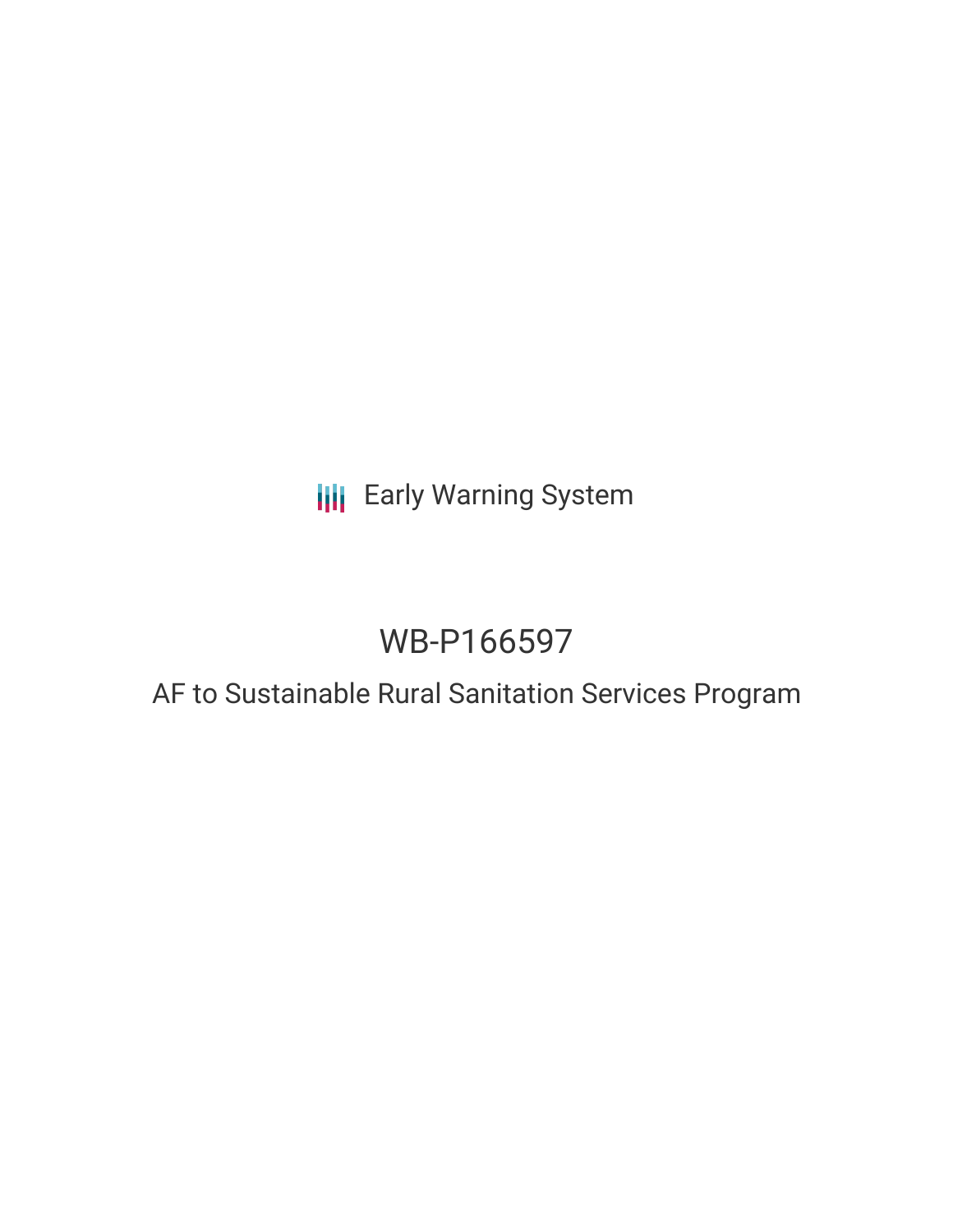Early Warning System

# WB-P166597

## AF to Sustainable Rural Sanitation Services Program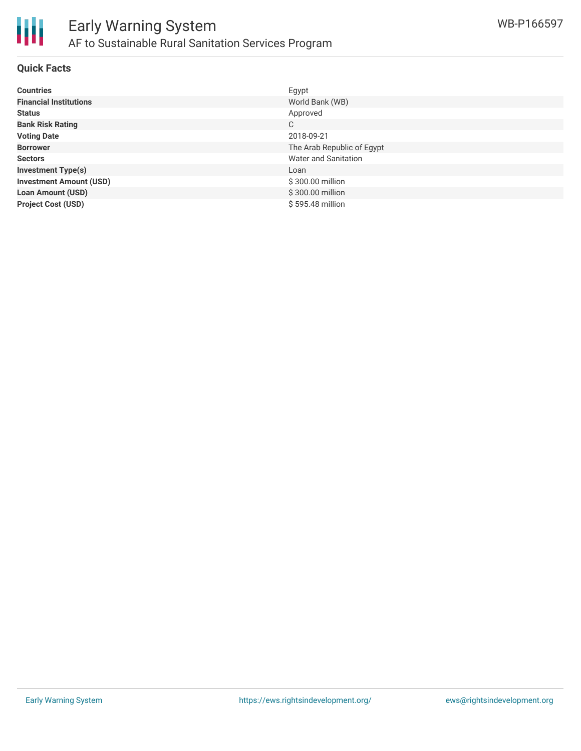## Quick Facts

| | |
|---|---|
| **Countries** | Egypt |
| **Financial Institutions** | World Bank (WB) |
| **Status** | Approved |
| **Bank Risk Rating** | C |
| **Voting Date** | 2018-09-21 |
| **Borrower** | The Arab Republic of Egypt |
| **Sectors** | Water and Sanitation |
| **Investment Type(s)** | Loan |
| **Investment Amount (USD)** | $ 300.00 million |
| **Loan Amount (USD)** | $ 300.00 million |
| **Project Cost (USD)** | $ 595.48 million |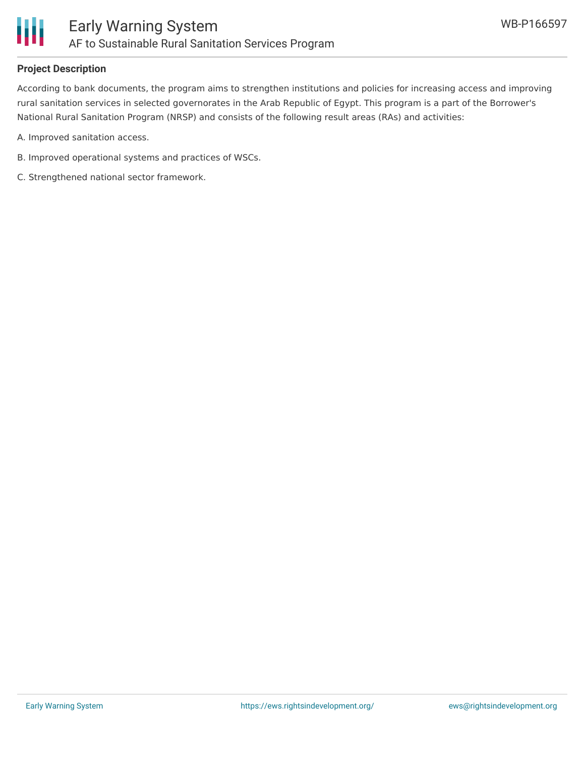**Project Description**

According to bank documents, the program aims to strengthen institutions and policies for increasing access and improving rural sanitation services in selected governorates in the Arab Republic of Egypt. This program is a part of the Borrower's National Rural Sanitation Program (NRSP) and consists of the following result areas (RAs) and activities:

A. Improved sanitation access.

B. Improved operational systems and practices of WSCs.

C. Strengthened national sector framework.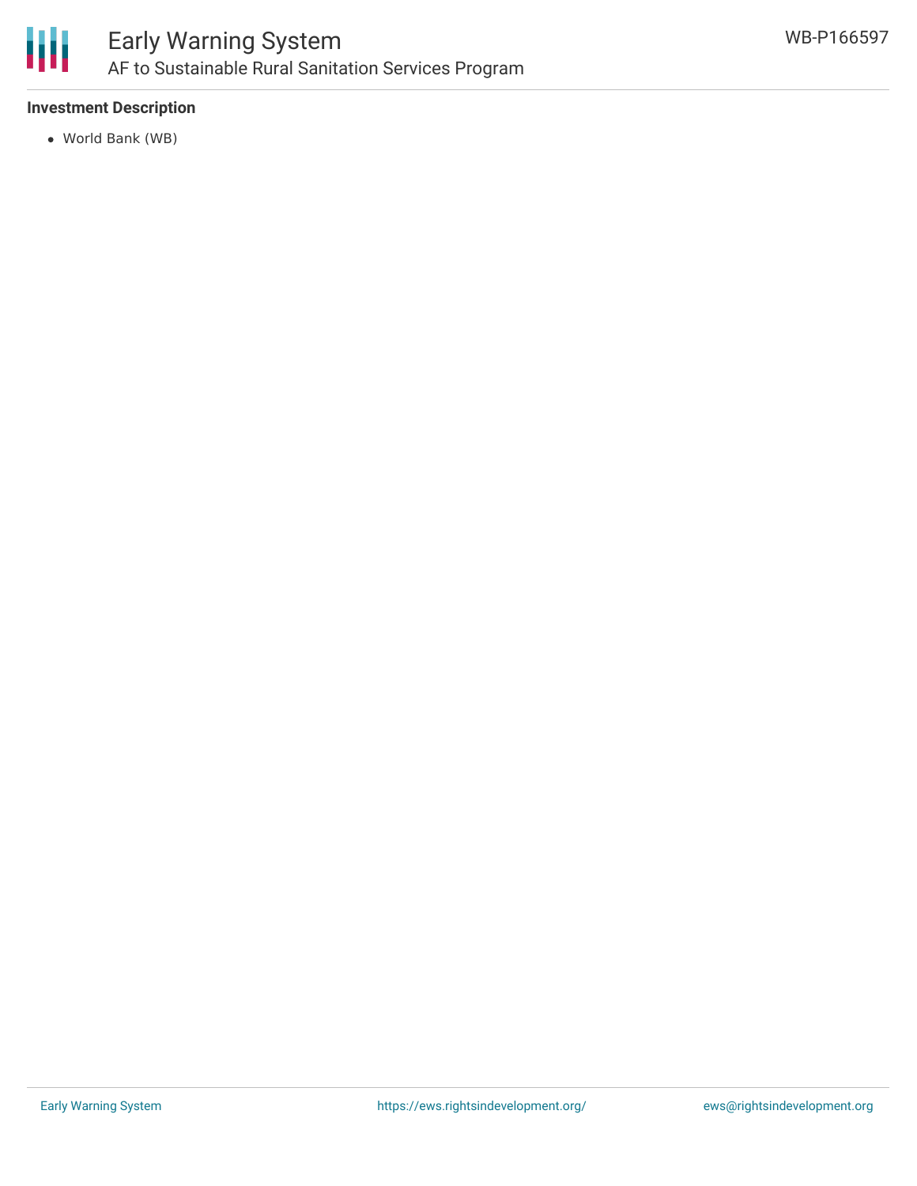### Investment Description

- World Bank (WB)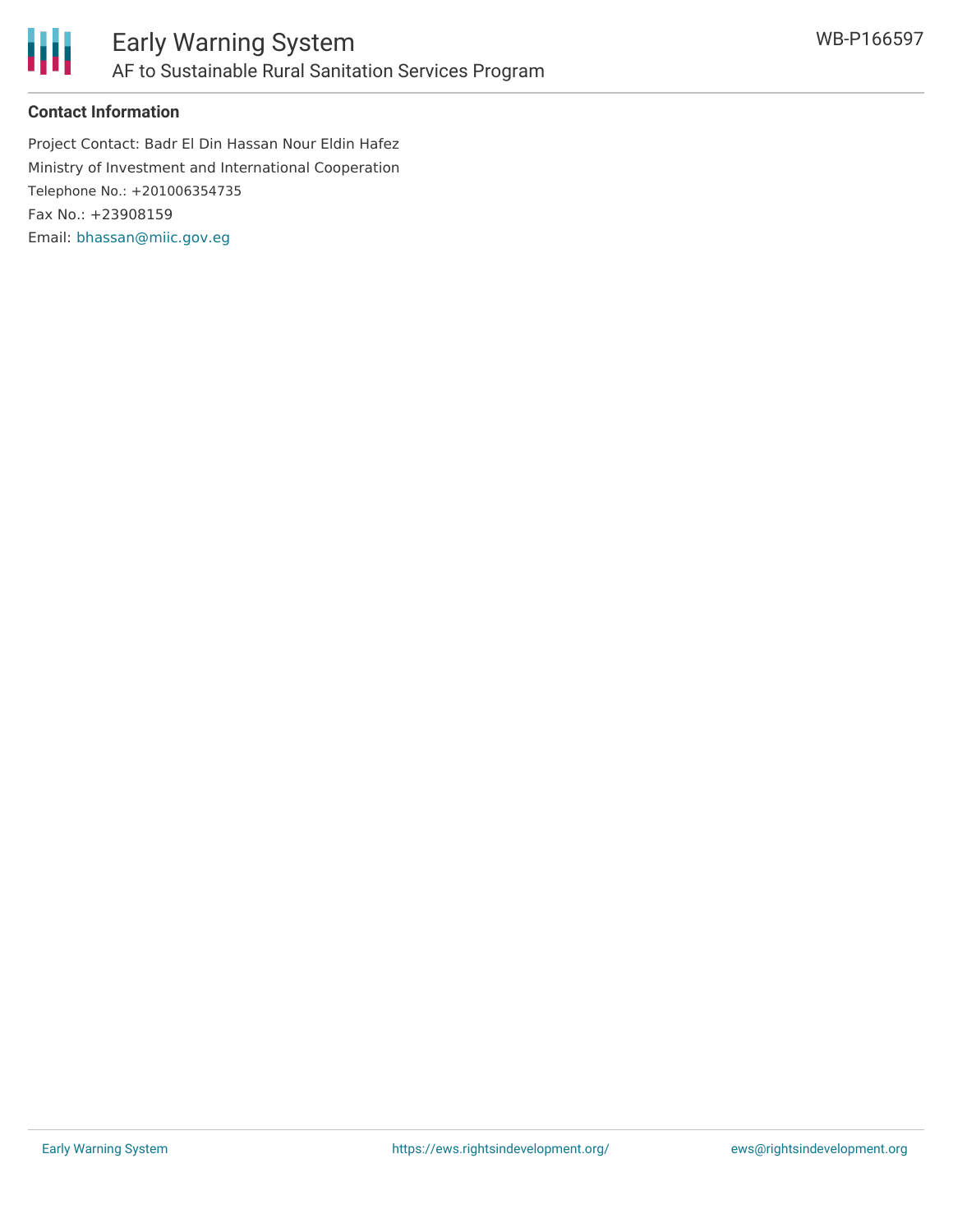**Contact Information**

Project Contact: Badr El Din Hassan Nour Eldin Hafez
Ministry of Investment and International Cooperation
Telephone No.: +201006354735
Fax No.: +23908159
Email: bhassan@miic.gov.eg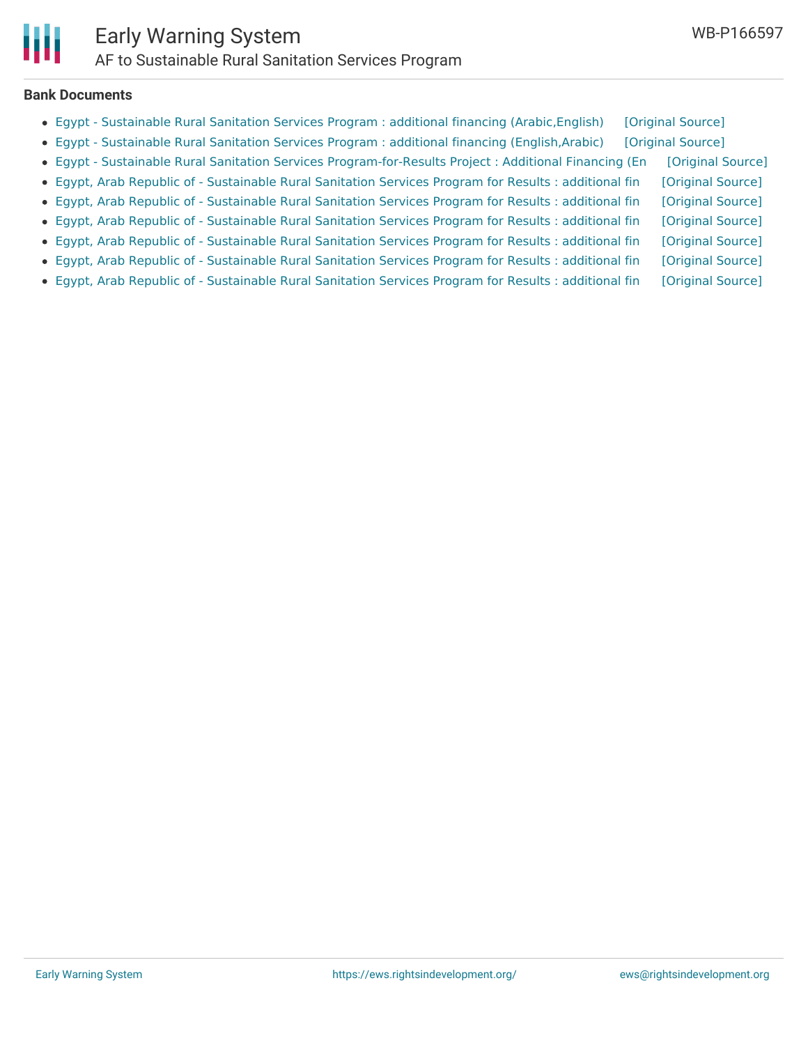### Bank Documents

- Egypt - Sustainable Rural Sanitation Services Program : additional financing (Arabic,English) [Original Source]
- Egypt - Sustainable Rural Sanitation Services Program : additional financing (English,Arabic) [Original Source]
- Egypt - Sustainable Rural Sanitation Services Program-for-Results Project : Additional Financing (En [Original Source]
- Egypt, Arab Republic of - Sustainable Rural Sanitation Services Program for Results : additional fin [Original Source]
- Egypt, Arab Republic of - Sustainable Rural Sanitation Services Program for Results : additional fin [Original Source]
- Egypt, Arab Republic of - Sustainable Rural Sanitation Services Program for Results : additional fin [Original Source]
- Egypt, Arab Republic of - Sustainable Rural Sanitation Services Program for Results : additional fin [Original Source]
- Egypt, Arab Republic of - Sustainable Rural Sanitation Services Program for Results : additional fin [Original Source]
- Egypt, Arab Republic of - Sustainable Rural Sanitation Services Program for Results : additional fin [Original Source]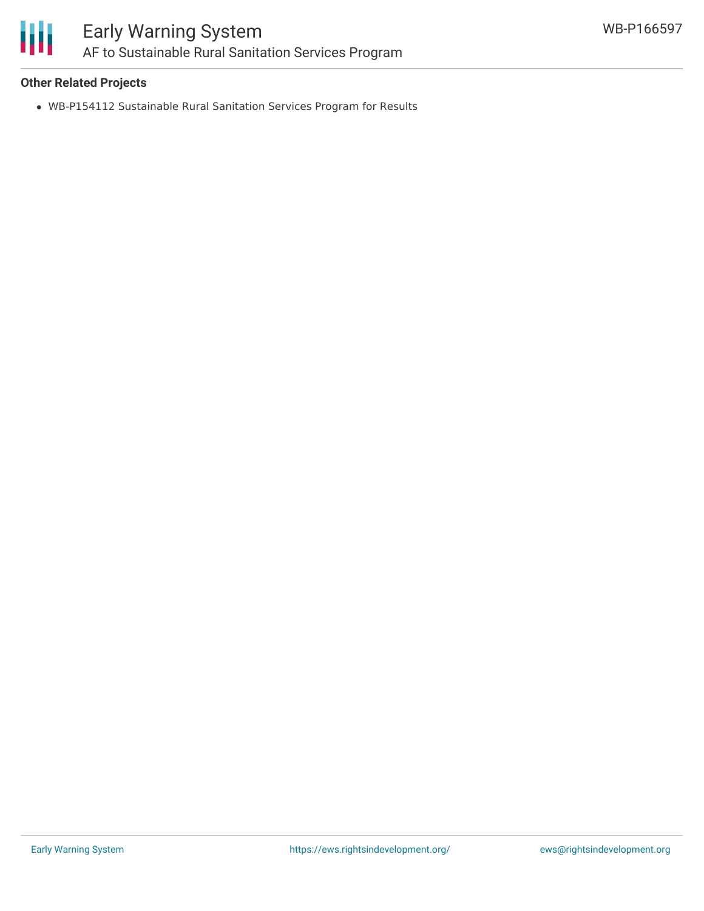**Other Related Projects**

- WB-P154112 Sustainable Rural Sanitation Services Program for Results